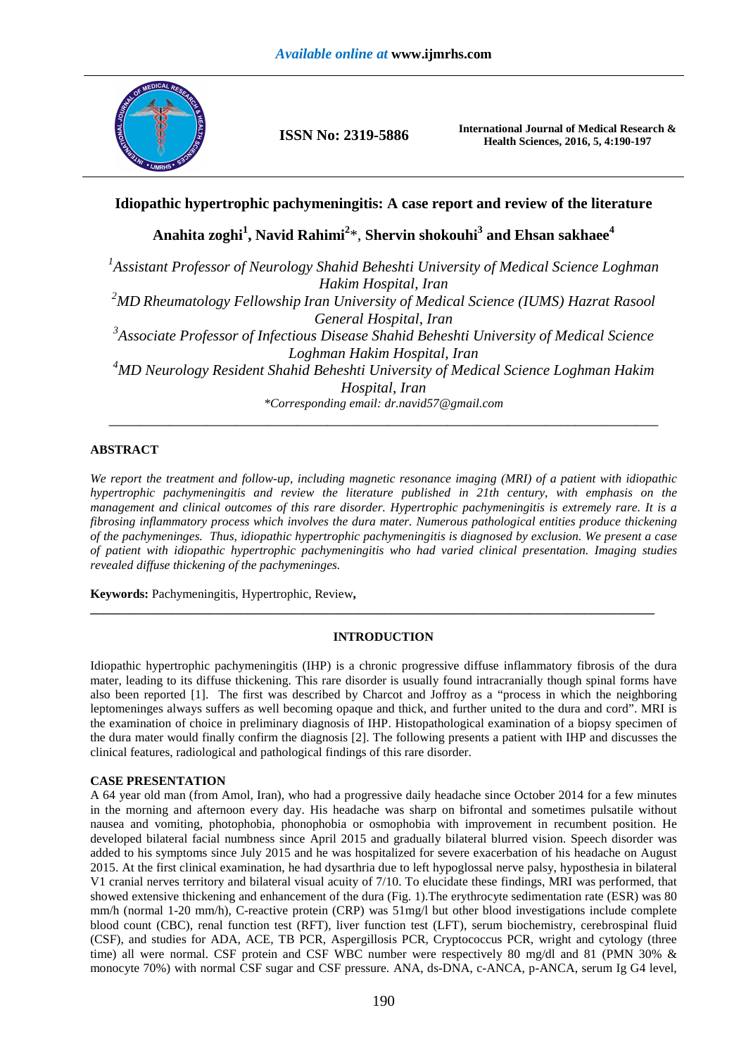*Available online at* **www.ijmrhs.com**

**ISSN No: 2319-5886**

**International Journal of Medical Research & Health Sciences, 2016, 5, 4:190-197**

# Idiopathic hypertrophic pachymeningitis: A case report and review of the literature

## Anahita zoghi[1], Navid Rahimi[2]*, Shervin shokouhi[3] and Ehsan sakhaee[4]

*[1]Assistant Professor of Neurology Shahid Beheshti University of Medical Science Loghman Hakim Hospital, Iran*
*[2]MD Rheumatology Fellowship Iran University of Medical Science (IUMS) Hazrat Rasool General Hospital, Iran*
*[3]Associate Professor of Infectious Disease Shahid Beheshti University of Medical Science Loghman Hakim Hospital, Iran*
*[4]MD Neurology Resident Shahid Beheshti University of Medical Science Loghman Hakim Hospital, Iran*
*\*Corresponding email: dr.navid57@gmail.com*

---

## ABSTRACT

*We report the treatment and follow-up, including magnetic resonance imaging (MRI) of a patient with idiopathic hypertrophic pachymeningitis and review the literature published in 21th century, with emphasis on the management and clinical outcomes of this rare disorder. Hypertrophic pachymeningitis is extremely rare. It is a fibrosing inflammatory process which involves the dura mater. Numerous pathological entities produce thickening of the pachymeninges. Thus, idiopathic hypertrophic pachymeningitis is diagnosed by exclusion. We present a case of patient with idiopathic hypertrophic pachymeningitis who had varied clinical presentation. Imaging studies revealed diffuse thickening of the pachymeninges.*

**Keywords:** Pachymeningitis, Hypertrophic, Review**,**

---

## INTRODUCTION

Idiopathic hypertrophic pachymeningitis (IHP) is a chronic progressive diffuse inflammatory fibrosis of the dura mater, leading to its diffuse thickening. This rare disorder is usually found intracranially though spinal forms have also been reported [1]. The first was described by Charcot and Joffroy as a "process in which the neighboring leptomeninges always suffers as well becoming opaque and thick, and further united to the dura and cord". MRI is the examination of choice in preliminary diagnosis of IHP. Histopathological examination of a biopsy specimen of the dura mater would finally confirm the diagnosis [2]. The following presents a patient with IHP and discusses the clinical features, radiological and pathological findings of this rare disorder.

## CASE PRESENTATION

A 64 year old man (from Amol, Iran), who had a progressive daily headache since October 2014 for a few minutes in the morning and afternoon every day. His headache was sharp on bifrontal and sometimes pulsatile without nausea and vomiting, photophobia, phonophobia or osmophobia with improvement in recumbent position. He developed bilateral facial numbness since April 2015 and gradually bilateral blurred vision. Speech disorder was added to his symptoms since July 2015 and he was hospitalized for severe exacerbation of his headache on August 2015. At the first clinical examination, he had dysarthria due to left hypoglossal nerve palsy, hyposthesia in bilateral V1 cranial nerves territory and bilateral visual acuity of 7/10. To elucidate these findings, MRI was performed, that showed extensive thickening and enhancement of the dura (Fig. 1).The erythrocyte sedimentation rate (ESR) was 80 mm/h (normal 1-20 mm/h), C-reactive protein (CRP) was 51mg/l but other blood investigations include complete blood count (CBC), renal function test (RFT), liver function test (LFT), serum biochemistry, cerebrospinal fluid (CSF), and studies for ADA, ACE, TB PCR, Aspergillosis PCR, Cryptococcus PCR, wright and cytology (three time) all were normal. CSF protein and CSF WBC number were respectively 80 mg/dl and 81 (PMN 30% & monocyte 70%) with normal CSF sugar and CSF pressure. ANA, ds-DNA, c-ANCA, p-ANCA, serum Ig G4 level,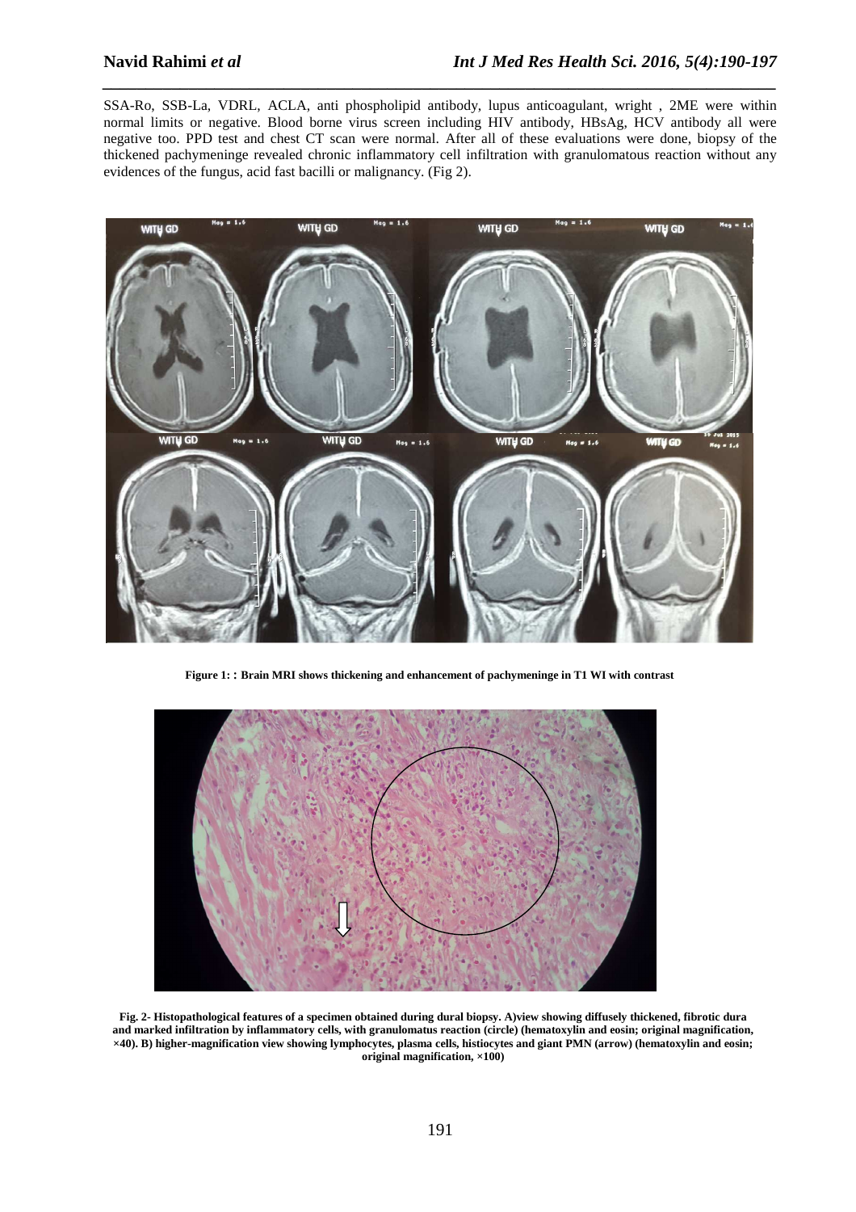SSA-Ro, SSB-La, VDRL, ACLA, anti phospholipid antibody, lupus anticoagulant, wright , 2ME were within normal limits or negative. Blood borne virus screen including HIV antibody, HBsAg, HCV antibody all were negative too. PPD test and chest CT scan were normal. After all of these evaluations were done, biopsy of the thickened pachymeninge revealed chronic inflammatory cell infiltration with granulomatous reaction without any evidences of the fungus, acid fast bacilli or malignancy. (Fig 2).

**Figure 1: : Brain MRI shows thickening and enhancement of pachymeninge in T1 WI with contrast**

**Fig. 2- Histopathological features of a specimen obtained during dural biopsy. A)view showing diffusely thickened, fibrotic dura and marked infiltration by inflammatory cells, with granulomatus reaction (circle) (hematoxylin and eosin; original magnification, ×40). B) higher-magnification view showing lymphocytes, plasma cells, histiocytes and giant PMN (arrow) (hematoxylin and eosin; original magnification, ×100)**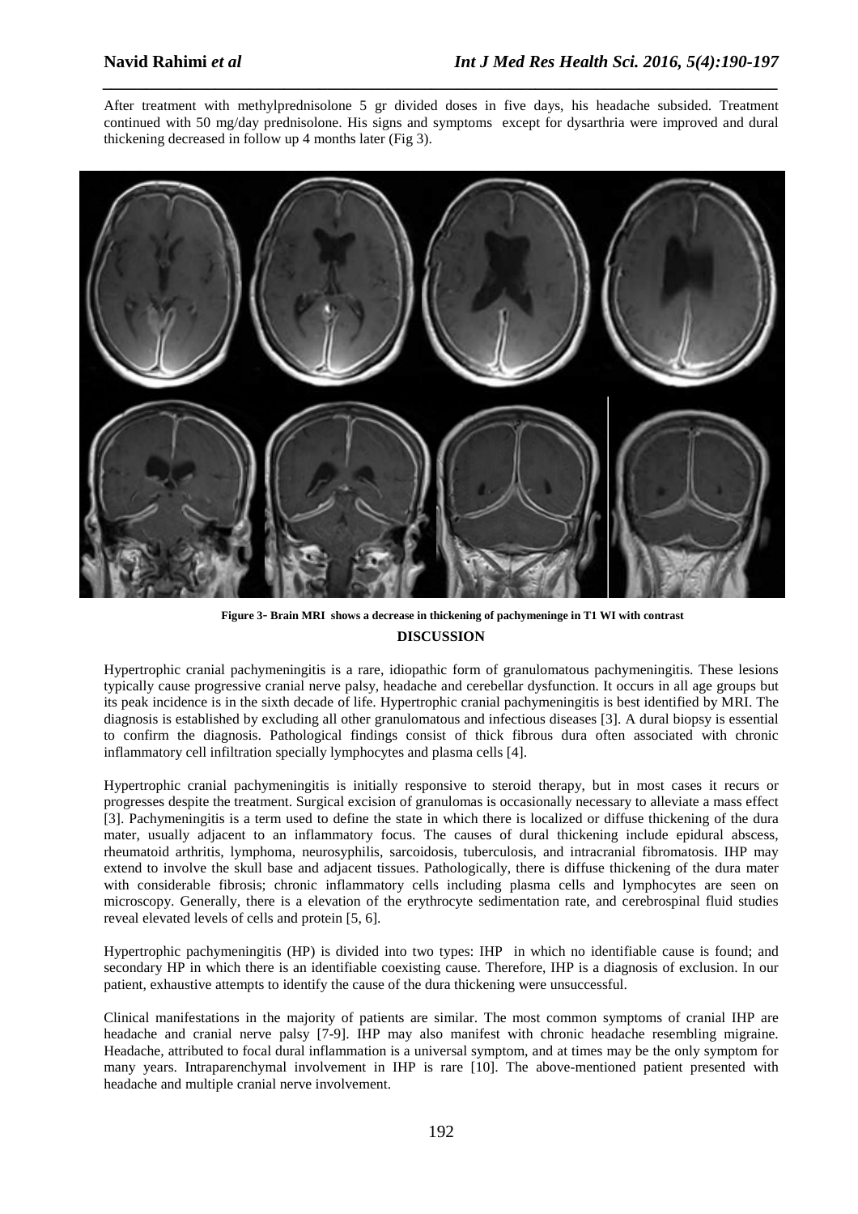After treatment with methylprednisolone 5 gr divided doses in five days, his headache subsided. Treatment continued with 50 mg/day prednisolone. His signs and symptoms except for dysarthria were improved and dural thickening decreased in follow up 4 months later (Fig 3).

**Figure 3- Brain MRI shows a decrease in thickening of pachymeninge in T1 WI with contrast**

## DISCUSSION

Hypertrophic cranial pachymeningitis is a rare, idiopathic form of granulomatous pachymeningitis. These lesions typically cause progressive cranial nerve palsy, headache and cerebellar dysfunction. It occurs in all age groups but its peak incidence is in the sixth decade of life. Hypertrophic cranial pachymeningitis is best identified by MRI. The diagnosis is established by excluding all other granulomatous and infectious diseases [3]. A dural biopsy is essential to confirm the diagnosis. Pathological findings consist of thick fibrous dura often associated with chronic inflammatory cell infiltration specially lymphocytes and plasma cells [4].

Hypertrophic cranial pachymeningitis is initially responsive to steroid therapy, but in most cases it recurs or progresses despite the treatment. Surgical excision of granulomas is occasionally necessary to alleviate a mass effect [3]. Pachymeningitis is a term used to define the state in which there is localized or diffuse thickening of the dura mater, usually adjacent to an inflammatory focus. The causes of dural thickening include epidural abscess, rheumatoid arthritis, lymphoma, neurosyphilis, sarcoidosis, tuberculosis, and intracranial fibromatosis. IHP may extend to involve the skull base and adjacent tissues. Pathologically, there is diffuse thickening of the dura mater with considerable fibrosis; chronic inflammatory cells including plasma cells and lymphocytes are seen on microscopy. Generally, there is a elevation of the erythrocyte sedimentation rate, and cerebrospinal fluid studies reveal elevated levels of cells and protein [5, 6].

Hypertrophic pachymeningitis (HP) is divided into two types: IHP in which no identifiable cause is found; and secondary HP in which there is an identifiable coexisting cause. Therefore, IHP is a diagnosis of exclusion. In our patient, exhaustive attempts to identify the cause of the dura thickening were unsuccessful.

Clinical manifestations in the majority of patients are similar. The most common symptoms of cranial IHP are headache and cranial nerve palsy [7-9]. IHP may also manifest with chronic headache resembling migraine. Headache, attributed to focal dural inflammation is a universal symptom, and at times may be the only symptom for many years. Intraparenchymal involvement in IHP is rare [10]. The above-mentioned patient presented with headache and multiple cranial nerve involvement.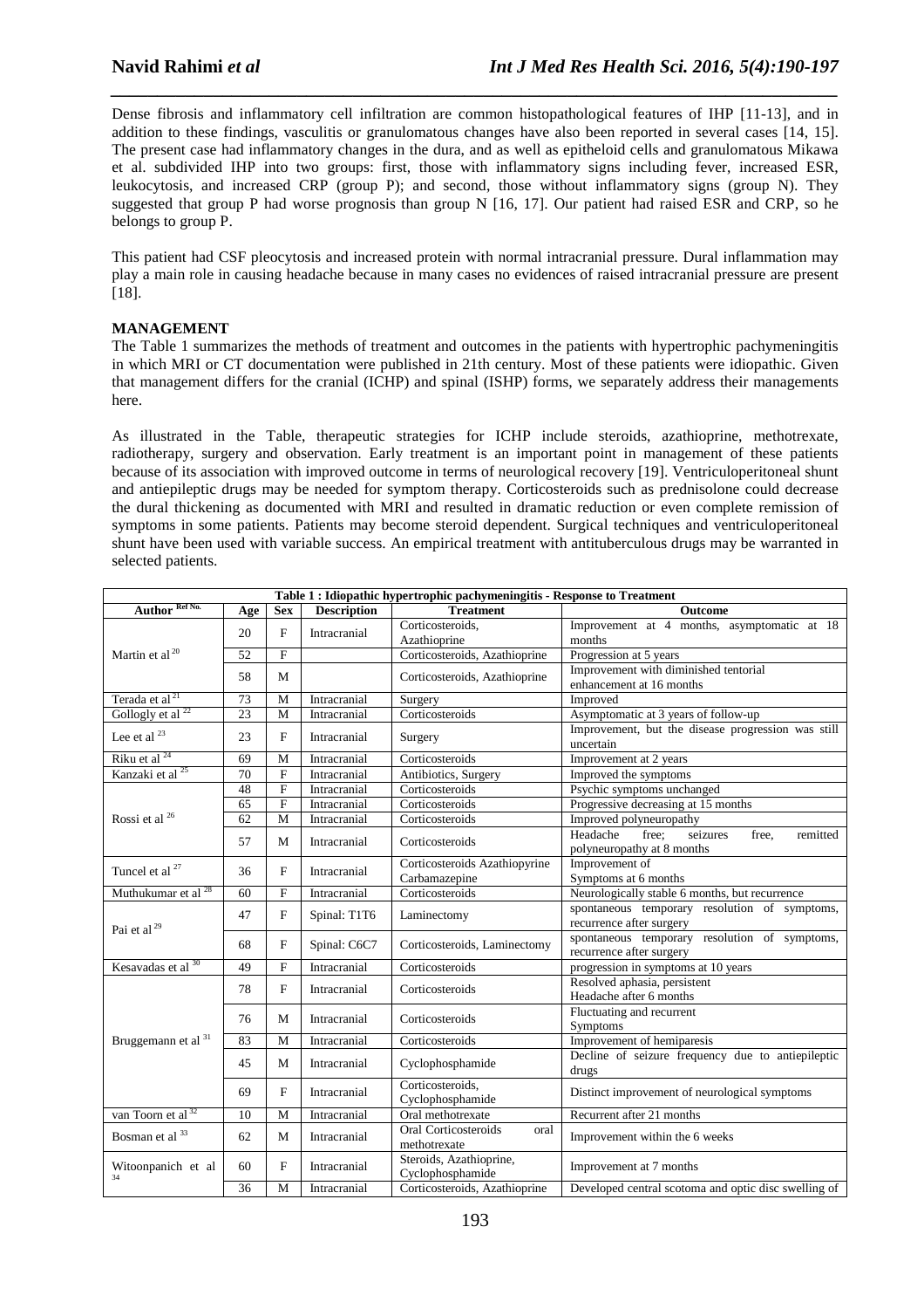Dense fibrosis and inflammatory cell infiltration are common histopathological features of IHP [11-13], and in addition to these findings, vasculitis or granulomatous changes have also been reported in several cases [14, 15]. The present case had inflammatory changes in the dura, and as well as epitheloid cells and granulomatous Mikawa et al. subdivided IHP into two groups: first, those with inflammatory signs including fever, increased ESR, leukocytosis, and increased CRP (group P); and second, those without inflammatory signs (group N). They suggested that group P had worse prognosis than group N [16, 17]. Our patient had raised ESR and CRP, so he belongs to group P.

This patient had CSF pleocytosis and increased protein with normal intracranial pressure. Dural inflammation may play a main role in causing headache because in many cases no evidences of raised intracranial pressure are present [18].

## MANAGEMENT

The Table 1 summarizes the methods of treatment and outcomes in the patients with hypertrophic pachymeningitis in which MRI or CT documentation were published in 21th century. Most of these patients were idiopathic. Given that management differs for the cranial (ICHP) and spinal (ISHP) forms, we separately address their managements here.

As illustrated in the Table, therapeutic strategies for ICHP include steroids, azathioprine, methotrexate, radiotherapy, surgery and observation. Early treatment is an important point in management of these patients because of its association with improved outcome in terms of neurological recovery [19]. Ventriculoperitoneal shunt and antiepileptic drugs may be needed for symptom therapy. Corticosteroids such as prednisolone could decrease the dural thickening as documented with MRI and resulted in dramatic reduction or even complete remission of symptoms in some patients. Patients may become steroid dependent. Surgical techniques and ventriculoperitoneal shunt have been used with variable success. An empirical treatment with antituberculous drugs may be warranted in selected patients.

**Table 1 : Idiopathic hypertrophic pachymeningitis - Response to Treatment**

| Author [Ref No.] | Age | Sex | Description | Treatment | Outcome |
|---|---|---|---|---|---|
| Martin et al [20] | 20 | F | Intracranial | Corticosteroids, Azathioprine | Improvement at 4 months, asymptomatic at 18 months |
| | 52 | F | | Corticosteroids, Azathioprine | Progression at 5 years |
| | 58 | M | | Corticosteroids, Azathioprine | Improvement with diminished tentorial enhancement at 16 months |
| Terada et al [21] | 73 | M | Intracranial | Surgery | Improved |
| Gollogly et al [22] | 23 | M | Intracranial | Corticosteroids | Asymptomatic at 3 years of follow-up |
| Lee et al [23] | 23 | F | Intracranial | Surgery | Improvement, but the disease progression was still uncertain |
| Riku et al [24] | 69 | M | Intracranial | Corticosteroids | Improvement at 2 years |
| Kanzaki et al [25] | 70 | F | Intracranial | Antibiotics, Surgery | Improved the symptoms |
| Rossi et al [26] | 48 | F | Intracranial | Corticosteroids | Psychic symptoms unchanged |
| | 65 | F | Intracranial | Corticosteroids | Progressive decreasing at 15 months |
| | 62 | M | Intracranial | Corticosteroids | Improved polyneuropathy |
| | 57 | M | Intracranial | Corticosteroids | Headache free; seizures free, remitted polyneuropathy at 8 months |
| Tuncel et al [27] | 36 | F | Intracranial | Corticosteroids Azathiopyrine Carbamazepine | Improvement of Symptoms at 6 months |
| Muthukumar et al [28] | 60 | F | Intracranial | Corticosteroids | Neurologically stable 6 months, but recurrence |
| Pai et al [29] | 47 | F | Spinal: T1T6 | Laminectomy | spontaneous temporary resolution of symptoms, recurrence after surgery |
| | 68 | F | Spinal: C6C7 | Corticosteroids, Laminectomy | spontaneous temporary resolution of symptoms, recurrence after surgery |
| Kesavadas et al [30] | 49 | F | Intracranial | Corticosteroids | progression in symptoms at 10 years |
| Bruggemann et al [31] | 78 | F | Intracranial | Corticosteroids | Resolved aphasia, persistent Headache after 6 months |
| | 76 | M | Intracranial | Corticosteroids | Fluctuating and recurrent Symptoms |
| | 83 | M | Intracranial | Corticosteroids | Improvement of hemiparesis |
| | 45 | M | Intracranial | Cyclophosphamide | Decline of seizure frequency due to antiepileptic drugs |
| | 69 | F | Intracranial | Corticosteroids, Cyclophosphamide | Distinct improvement of neurological symptoms |
| van Toorn et al [32] | 10 | M | Intracranial | Oral methotrexate | Recurrent after 21 months |
| Bosman et al [33] | 62 | M | Intracranial | Oral Corticosteroids oral methotrexate | Improvement within the 6 weeks |
| Witoonpanich et al [34] | 60 | F | Intracranial | Steroids, Azathioprine, Cyclophosphamide | Improvement at 7 months |
| | 36 | M | Intracranial | Corticosteroids, Azathioprine | Developed central scotoma and optic disc swelling of |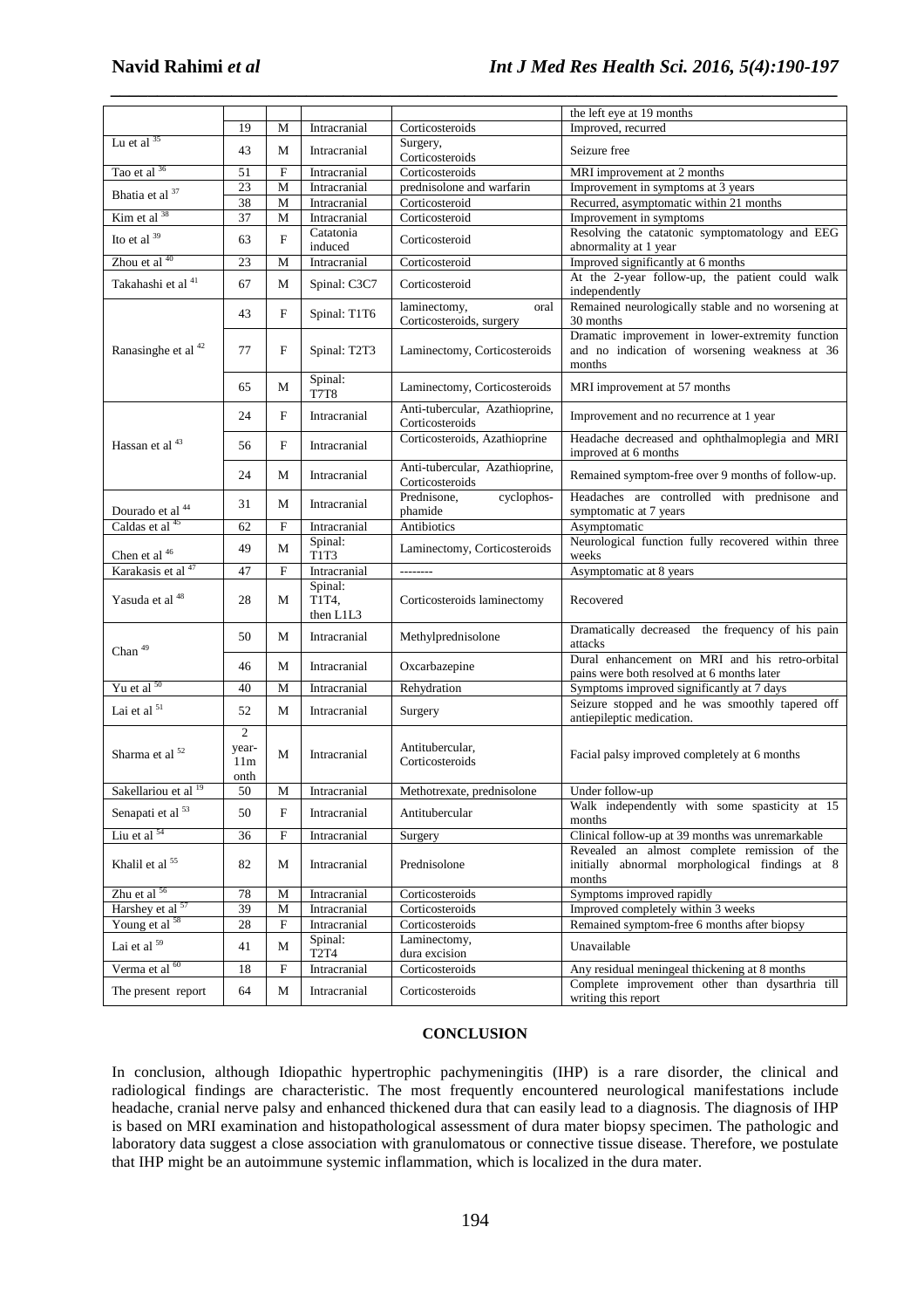| | | | | | |
|---|---|---|---|---|---|
| | | | | | the left eye at 19 months |
| | 19 | M | Intracranial | Corticosteroids | Improved, recurred |
| Lu et al [35] | 43 | M | Intracranial | Surgery, Corticosteroids | Seizure free |
| Tao et al [36] | 51 | F | Intracranial | Corticosteroids | MRI improvement at 2 months |
| Bhatia et al [37] | 23 | M | Intracranial | prednisolone and warfarin | Improvement in symptoms at 3 years |
| | 38 | M | Intracranial | Corticosteroid | Recurred, asymptomatic within 21 months |
| Kim et al [38] | 37 | M | Intracranial | Corticosteroid | Improvement in symptoms |
| Ito et al [39] | 63 | F | Catatonia induced | Corticosteroid | Resolving the catatonic symptomatology and EEG abnormality at 1 year |
| Zhou et al [40] | 23 | M | Intracranial | Corticosteroid | Improved significantly at 6 months |
| Takahashi et al [41] | 67 | M | Spinal: C3C7 | Corticosteroid | At the 2-year follow-up, the patient could walk independently |
| Ranasinghe et al [42] | 43 | F | Spinal: T1T6 | laminectomy, oral Corticosteroids, surgery | Remained neurologically stable and no worsening at 30 months |
| | 77 | F | Spinal: T2T3 | Laminectomy, Corticosteroids | Dramatic improvement in lower-extremity function and no indication of worsening weakness at 36 months |
| | 65 | M | Spinal: T7T8 | Laminectomy, Corticosteroids | MRI improvement at 57 months |
| Hassan et al [43] | 24 | F | Intracranial | Anti-tubercular, Azathioprine, Corticosteroids | Improvement and no recurrence at 1 year |
| | 56 | F | Intracranial | Corticosteroids, Azathioprine | Headache decreased and ophthalmoplegia and MRI improved at 6 months |
| | 24 | M | Intracranial | Anti-tubercular, Azathioprine, Corticosteroids | Remained symptom-free over 9 months of follow-up. |
| Dourado et al [44] | 31 | M | Intracranial | Prednisone, cyclophos-phamide | Headaches are controlled with prednisone and symptomatic at 7 years |
| Caldas et al [45] | 62 | F | Intracranial | Antibiotics | Asymptomatic |
| Chen et al [46] | 49 | M | Spinal: T1T3 | Laminectomy, Corticosteroids | Neurological function fully recovered within three weeks |
| Karakasis et al [47] | 47 | F | Intracranial | -------- | Asymptomatic at 8 years |
| Yasuda et al [48] | 28 | M | Spinal: T1T4, then L1L3 | Corticosteroids laminectomy | Recovered |
| Chan [49] | 50 | M | Intracranial | Methylprednisolone | Dramatically decreased the frequency of his pain attacks |
| | 46 | M | Intracranial | Oxcarbazepine | Dural enhancement on MRI and his retro-orbital pains were both resolved at 6 months later |
| Yu et al [50] | 40 | M | Intracranial | Rehydration | Symptoms improved significantly at 7 days |
| Lai et al [51] | 52 | M | Intracranial | Surgery | Seizure stopped and he was smoothly tapered off antiepileptic medication. |
| Sharma et al [52] | 2 year-11month | M | Intracranial | Antitubercular, Corticosteroids | Facial palsy improved completely at 6 months |
| Sakellariou et al [19] | 50 | M | Intracranial | Methotrexate, prednisolone | Under follow-up |
| Senapati et al [53] | 50 | F | Intracranial | Antitubercular | Walk independently with some spasticity at 15 months |
| Liu et al [54] | 36 | F | Intracranial | Surgery | Clinical follow-up at 39 months was unremarkable |
| Khalil et al [55] | 82 | M | Intracranial | Prednisolone | Revealed an almost complete remission of the initially abnormal morphological findings at 8 months |
| Zhu et al [56] | 78 | M | Intracranial | Corticosteroids | Symptoms improved rapidly |
| Harshey et al [57] | 39 | M | Intracranial | Corticosteroids | Improved completely within 3 weeks |
| Young et al [58] | 28 | F | Intracranial | Corticosteroids | Remained symptom-free 6 months after biopsy |
| Lai et al [59] | 41 | M | Spinal: T2T4 | Laminectomy, dura excision | Unavailable |
| Verma et al [60] | 18 | F | Intracranial | Corticosteroids | Any residual meningeal thickening at 8 months |
| The present report | 64 | M | Intracranial | Corticosteroids | Complete improvement other than dysarthria till writing this report |

## CONCLUSION

In conclusion, although Idiopathic hypertrophic pachymeningitis (IHP) is a rare disorder, the clinical and radiological findings are characteristic. The most frequently encountered neurological manifestations include headache, cranial nerve palsy and enhanced thickened dura that can easily lead to a diagnosis. The diagnosis of IHP is based on MRI examination and histopathological assessment of dura mater biopsy specimen. The pathologic and laboratory data suggest a close association with granulomatous or connective tissue disease. Therefore, we postulate that IHP might be an autoimmune systemic inflammation, which is localized in the dura mater.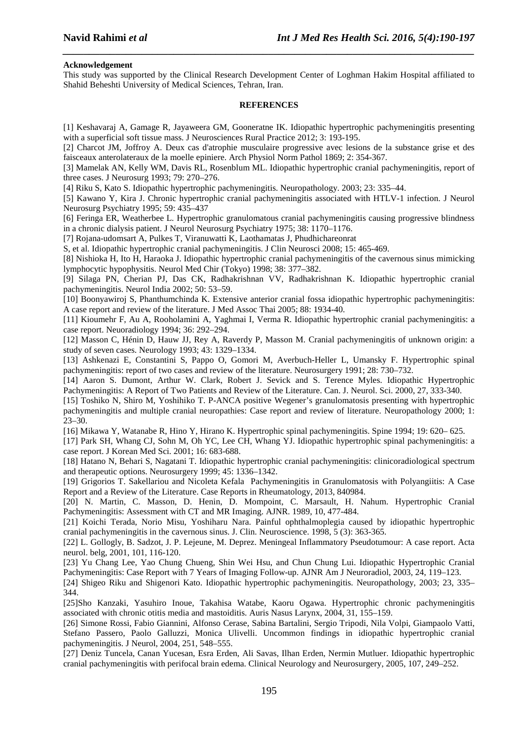**Acknowledgement**

This study was supported by the Clinical Research Development Center of Loghman Hakim Hospital affiliated to Shahid Beheshti University of Medical Sciences, Tehran, Iran.

## REFERENCES

[1] Keshavaraj A, Gamage R, Jayaweera GM, Gooneratne IK. Idiopathic hypertrophic pachymeningitis presenting with a superficial soft tissue mass. J Neurosciences Rural Practice 2012; 3: 193-195.

[2] Charcot JM, Joffroy A. Deux cas d'atrophie musculaire progressive avec lesions de la substance grise et des faisceaux anterolateraux de la moelle epiniere. Arch Physiol Norm Pathol 1869; 2: 354-367.

[3] Mamelak AN, Kelly WM, Davis RL, Rosenblum ML. Idiopathic hypertrophic cranial pachymeningitis, report of three cases. J Neurosurg 1993; 79: 270–276.

[4] Riku S, Kato S. Idiopathic hypertrophic pachymeningitis. Neuropathology. 2003; 23: 335–44.

[5] Kawano Y, Kira J. Chronic hypertrophic cranial pachymeningitis associated with HTLV-1 infection. J Neurol Neurosurg Psychiatry 1995; 59: 435–437

[6] Feringa ER, Weatherbee L. Hypertrophic granulomatous cranial pachymeningitis causing progressive blindness in a chronic dialysis patient. J Neurol Neurosurg Psychiatry 1975; 38: 1170–1176.

[7] Rojana-udomsart A, Pulkes T, Viranuwatti K, Laothamatas J, Phudhichareonrat S, et al. Idiopathic hypertrophic cranial pachymeningitis. J Clin Neurosci 2008; 15: 465-469.

[8] Nishioka H, Ito H, Haraoka J. Idiopathic hypertrophic cranial pachymeningitis of the cavernous sinus mimicking lymphocytic hypophysitis. Neurol Med Chir (Tokyo) 1998; 38: 377–382.

[9] Silaga PN, Cherian PJ, Das CK, Radhakrishnan VV, Radhakrishnan K. Idiopathic hypertrophic cranial pachymeningitis. Neurol India 2002; 50: 53–59.

[10] Boonyawiroj S, Phanthumchinda K. Extensive anterior cranial fossa idiopathic hypertrophic pachymeningitis: A case report and review of the literature. J Med Assoc Thai 2005; 88: 1934-40.

[11] Kioumehr F, Au A, Rooholamini A, Yaghmai I, Verma R. Idiopathic hypertrophic cranial pachymeningitis: a case report. Neuoradiology 1994; 36: 292–294.

[12] Masson C, Hénin D, Hauw JJ, Rey A, Raverdy P, Masson M. Cranial pachymeningitis of unknown origin: a study of seven cases. Neurology 1993; 43: 1329–1334.

[13] Ashkenazi E, Constantini S, Pappo O, Gomori M, Averbuch-Heller L, Umansky F. Hypertrophic spinal pachymeningitis: report of two cases and review of the literature. Neurosurgery 1991; 28: 730–732.

[14] Aaron S. Dumont, Arthur W. Clark, Robert J. Sevick and S. Terence Myles. Idiopathic Hypertrophic Pachymeningitis: A Report of Two Patients and Review of the Literature. Can. J. Neurol. Sci. 2000, 27, 333-340.

[15] Toshiko N, Shiro M, Yoshihiko T. P-ANCA positive Wegener's granulomatosis presenting with hypertrophic pachymeningitis and multiple cranial neuropathies: Case report and review of literature. Neuropathology 2000; 1: 23–30.

[16] Mikawa Y, Watanabe R, Hino Y, Hirano K. Hypertrophic spinal pachymeningitis. Spine 1994; 19: 620– 625.

[17] Park SH, Whang CJ, Sohn M, Oh YC, Lee CH, Whang YJ. Idiopathic hypertrophic spinal pachymeningitis: a case report. J Korean Med Sci. 2001; 16: 683-688.

[18] Hatano N, Behari S, Nagatani T. Idiopathic hypertrophic cranial pachymeningitis: clinicoradiological spectrum and therapeutic options. Neurosurgery 1999; 45: 1336–1342.

[19] Grigorios T. Sakellariou and Nicoleta Kefala Pachymeningitis in Granulomatosis with Polyangiitis: A Case Report and a Review of the Literature. Case Reports in Rheumatology, 2013, 840984.

[20] N. Martin, C. Masson, D. Henin, D. Mompoint, C. Marsault, H. Nahum. Hypertrophic Cranial Pachymeningitis: Assessment with CT and MR Imaging. AJNR. 1989, 10, 477-484.

[21] Koichi Terada, Norio Misu, Yoshiharu Nara. Painful ophthalmoplegia caused by idiopathic hypertrophic cranial pachymeningitis in the cavernous sinus. J. Clin. Neuroscience. 1998, 5 (3): 363-365.

[22] L. Gollogly, B. Sadzot, J. P. Lejeune, M. Deprez. Meningeal Inflammatory Pseudotumour: A case report. Acta neurol. belg, 2001, 101, 116-120.

[23] Yu Chang Lee, Yao Chung Chueng, Shin Wei Hsu, and Chun Chung Lui. Idiopathic Hypertrophic Cranial Pachymeningitis: Case Report with 7 Years of Imaging Follow-up. AJNR Am J Neuroradiol, 2003, 24, 119–123.

[24] Shigeo Riku and Shigenori Kato. Idiopathic hypertrophic pachymeningitis. Neuropathology, 2003; 23, 335–344.

[25]Sho Kanzaki, Yasuhiro Inoue, Takahisa Watabe, Kaoru Ogawa. Hypertrophic chronic pachymeningitis associated with chronic otitis media and mastoiditis. Auris Nasus Larynx, 2004, 31, 155–159.

[26] Simone Rossi, Fabio Giannini, Alfonso Cerase, Sabina Bartalini, Sergio Tripodi, Nila Volpi, Giampaolo Vatti, Stefano Passero, Paolo Galluzzi, Monica Ulivelli. Uncommon findings in idiopathic hypertrophic cranial pachymeningitis. J Neurol, 2004, 251, 548–555.

[27] Deniz Tuncela, Canan Yucesan, Esra Erden, Ali Savas, Ilhan Erden, Nermin Mutluer. Idiopathic hypertrophic cranial pachymeningitis with perifocal brain edema. Clinical Neurology and Neurosurgery, 2005, 107, 249–252.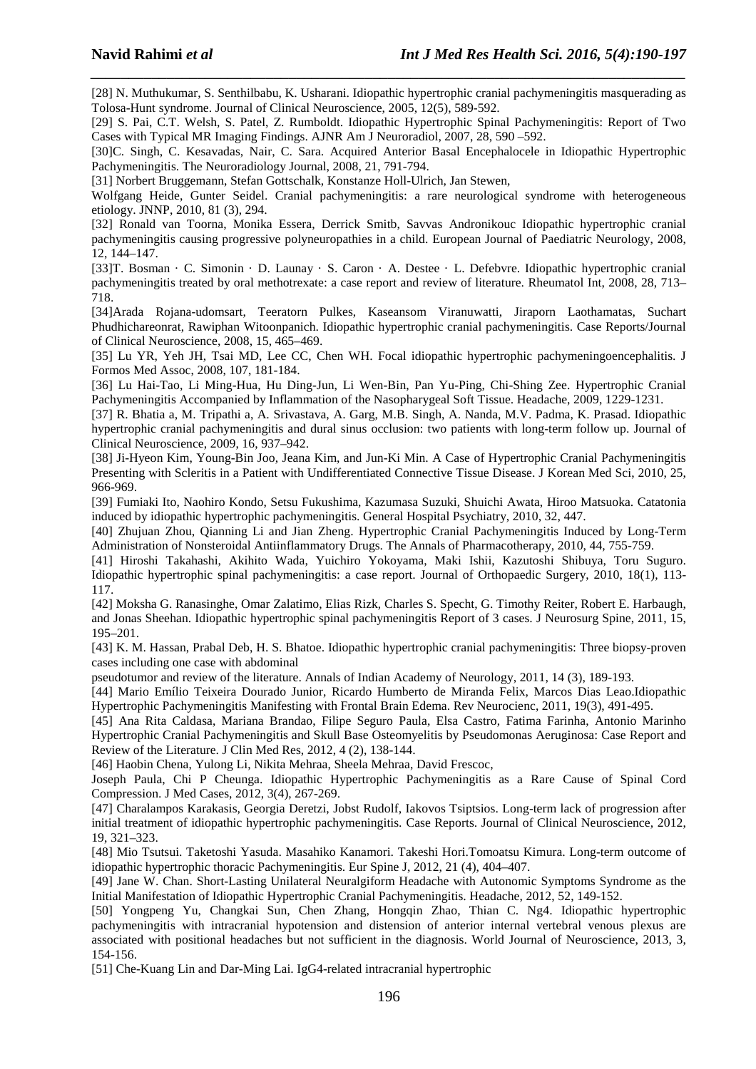[28] N. Muthukumar, S. Senthilbabu, K. Usharani. Idiopathic hypertrophic cranial pachymeningitis masquerading as Tolosa-Hunt syndrome. Journal of Clinical Neuroscience, 2005, 12(5), 589-592.

[29] S. Pai, C.T. Welsh, S. Patel, Z. Rumboldt. Idiopathic Hypertrophic Spinal Pachymeningitis: Report of Two Cases with Typical MR Imaging Findings. AJNR Am J Neuroradiol, 2007, 28, 590 –592.

[30]C. Singh, C. Kesavadas, Nair, C. Sara. Acquired Anterior Basal Encephalocele in Idiopathic Hypertrophic Pachymeningitis. The Neuroradiology Journal, 2008, 21, 791-794.

[31] Norbert Bruggemann, Stefan Gottschalk, Konstanze Holl-Ulrich, Jan Stewen,
Wolfgang Heide, Gunter Seidel. Cranial pachymeningitis: a rare neurological syndrome with heterogeneous etiology. JNNP, 2010, 81 (3), 294.

[32] Ronald van Toorna, Monika Essera, Derrick Smitb, Savvas Andronikouc Idiopathic hypertrophic cranial pachymeningitis causing progressive polyneuropathies in a child. European Journal of Paediatric Neurology, 2008, 12, 144–147.

[33]T. Bosman · C. Simonin · D. Launay · S. Caron · A. Destee · L. Defebvre. Idiopathic hypertrophic cranial pachymeningitis treated by oral methotrexate: a case report and review of literature. Rheumatol Int, 2008, 28, 713–718.

[34]Arada Rojana-udomsart, Teeratorn Pulkes, Kaseansom Viranuwatti, Jiraporn Laothamatas, Suchart Phudhichareonrat, Rawiphan Witoonpanich. Idiopathic hypertrophic cranial pachymeningitis. Case Reports/Journal of Clinical Neuroscience, 2008, 15, 465–469.

[35] Lu YR, Yeh JH, Tsai MD, Lee CC, Chen WH. Focal idiopathic hypertrophic pachymeningoencephalitis. J Formos Med Assoc, 2008, 107, 181-184.

[36] Lu Hai-Tao, Li Ming-Hua, Hu Ding-Jun, Li Wen-Bin, Pan Yu-Ping, Chi-Shing Zee. Hypertrophic Cranial Pachymeningitis Accompanied by Inflammation of the Nasopharygeal Soft Tissue. Headache, 2009, 1229-1231.

[37] R. Bhatia a, M. Tripathi a, A. Srivastava, A. Garg, M.B. Singh, A. Nanda, M.V. Padma, K. Prasad. Idiopathic hypertrophic cranial pachymeningitis and dural sinus occlusion: two patients with long-term follow up. Journal of Clinical Neuroscience, 2009, 16, 937–942.

[38] Ji-Hyeon Kim, Young-Bin Joo, Jeana Kim, and Jun-Ki Min. A Case of Hypertrophic Cranial Pachymeningitis Presenting with Scleritis in a Patient with Undifferentiated Connective Tissue Disease. J Korean Med Sci, 2010, 25, 966-969.

[39] Fumiaki Ito, Naohiro Kondo, Setsu Fukushima, Kazumasa Suzuki, Shuichi Awata, Hiroo Matsuoka. Catatonia induced by idiopathic hypertrophic pachymeningitis. General Hospital Psychiatry, 2010, 32, 447.

[40] Zhujuan Zhou, Qianning Li and Jian Zheng. Hypertrophic Cranial Pachymeningitis Induced by Long-Term Administration of Nonsteroidal Antiinflammatory Drugs. The Annals of Pharmacotherapy, 2010, 44, 755-759.

[41] Hiroshi Takahashi, Akihito Wada, Yuichiro Yokoyama, Maki Ishii, Kazutoshi Shibuya, Toru Suguro. Idiopathic hypertrophic spinal pachymeningitis: a case report. Journal of Orthopaedic Surgery, 2010, 18(1), 113-117.

[42] Moksha G. Ranasinghe, Omar Zalatimo, Elias Rizk, Charles S. Specht, G. Timothy Reiter, Robert E. Harbaugh, and Jonas Sheehan. Idiopathic hypertrophic spinal pachymeningitis Report of 3 cases. J Neurosurg Spine, 2011, 15, 195–201.

[43] K. M. Hassan, Prabal Deb, H. S. Bhatoe. Idiopathic hypertrophic cranial pachymeningitis: Three biopsy-proven cases including one case with abdominal
pseudotumor and review of the literature. Annals of Indian Academy of Neurology, 2011, 14 (3), 189-193.

[44] Mario Emílio Teixeira Dourado Junior, Ricardo Humberto de Miranda Felix, Marcos Dias Leao.Idiopathic Hypertrophic Pachymeningitis Manifesting with Frontal Brain Edema. Rev Neurocienc, 2011, 19(3), 491-495.

[45] Ana Rita Caldasa, Mariana Brandao, Filipe Seguro Paula, Elsa Castro, Fatima Farinha, Antonio Marinho Hypertrophic Cranial Pachymeningitis and Skull Base Osteomyelitis by Pseudomonas Aeruginosa: Case Report and Review of the Literature. J Clin Med Res, 2012, 4 (2), 138-144.

[46] Haobin Chena, Yulong Li, Nikita Mehraa, Sheela Mehraa, David Frescoc,
Joseph Paula, Chi P Cheunga. Idiopathic Hypertrophic Pachymeningitis as a Rare Cause of Spinal Cord Compression. J Med Cases, 2012, 3(4), 267-269.

[47] Charalampos Karakasis, Georgia Deretzi, Jobst Rudolf, Iakovos Tsiptsios. Long-term lack of progression after initial treatment of idiopathic hypertrophic pachymeningitis. Case Reports. Journal of Clinical Neuroscience, 2012, 19, 321–323.

[48] Mio Tsutsui. Taketoshi Yasuda. Masahiko Kanamori. Takeshi Hori.Tomoatsu Kimura. Long-term outcome of idiopathic hypertrophic thoracic Pachymeningitis. Eur Spine J, 2012, 21 (4), 404–407.

[49] Jane W. Chan. Short-Lasting Unilateral Neuralgiform Headache with Autonomic Symptoms Syndrome as the Initial Manifestation of Idiopathic Hypertrophic Cranial Pachymeningitis. Headache, 2012, 52, 149-152.

[50] Yongpeng Yu, Changkai Sun, Chen Zhang, Hongqin Zhao, Thian C. Ng4. Idiopathic hypertrophic pachymeningitis with intracranial hypotension and distension of anterior internal vertebral venous plexus are associated with positional headaches but not sufficient in the diagnosis. World Journal of Neuroscience, 2013, 3, 154-156.

[51] Che-Kuang Lin and Dar-Ming Lai. IgG4-related intracranial hypertrophic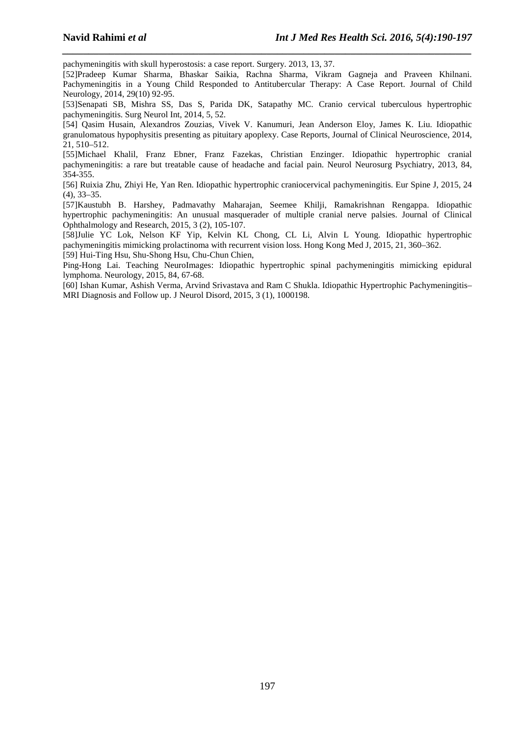pachymeningitis with skull hyperostosis: a case report. Surgery. 2013, 13, 37.

[52]Pradeep Kumar Sharma, Bhaskar Saikia, Rachna Sharma, Vikram Gagneja and Praveen Khilnani. Pachymeningitis in a Young Child Responded to Antitubercular Therapy: A Case Report. Journal of Child Neurology, 2014, 29(10) 92-95.

[53]Senapati SB, Mishra SS, Das S, Parida DK, Satapathy MC. Cranio cervical tuberculous hypertrophic pachymeningitis. Surg Neurol Int, 2014, 5, 52.

[54] Qasim Husain, Alexandros Zouzias, Vivek V. Kanumuri, Jean Anderson Eloy, James K. Liu. Idiopathic granulomatous hypophysitis presenting as pituitary apoplexy. Case Reports, Journal of Clinical Neuroscience, 2014, 21, 510–512.

[55]Michael Khalil, Franz Ebner, Franz Fazekas, Christian Enzinger. Idiopathic hypertrophic cranial pachymeningitis: a rare but treatable cause of headache and facial pain. Neurol Neurosurg Psychiatry, 2013, 84, 354-355.

[56] Ruixia Zhu, Zhiyi He, Yan Ren. Idiopathic hypertrophic craniocervical pachymeningitis. Eur Spine J, 2015, 24 (4), 33–35.

[57]Kaustubh B. Harshey, Padmavathy Maharajan, Seemee Khilji, Ramakrishnan Rengappa. Idiopathic hypertrophic pachymeningitis: An unusual masquerader of multiple cranial nerve palsies. Journal of Clinical Ophthalmology and Research, 2015, 3 (2), 105-107.

[58]Julie YC Lok, Nelson KF Yip, Kelvin KL Chong, CL Li, Alvin L Young. Idiopathic hypertrophic pachymeningitis mimicking prolactinoma with recurrent vision loss. Hong Kong Med J, 2015, 21, 360–362.

[59] Hui-Ting Hsu, Shu-Shong Hsu, Chu-Chun Chien,
Ping-Hong Lai. Teaching NeuroImages: Idiopathic hypertrophic spinal pachymeningitis mimicking epidural lymphoma. Neurology, 2015, 84, 67-68.

[60] Ishan Kumar, Ashish Verma, Arvind Srivastava and Ram C Shukla. Idiopathic Hypertrophic Pachymeningitis–MRI Diagnosis and Follow up. J Neurol Disord, 2015, 3 (1), 1000198.